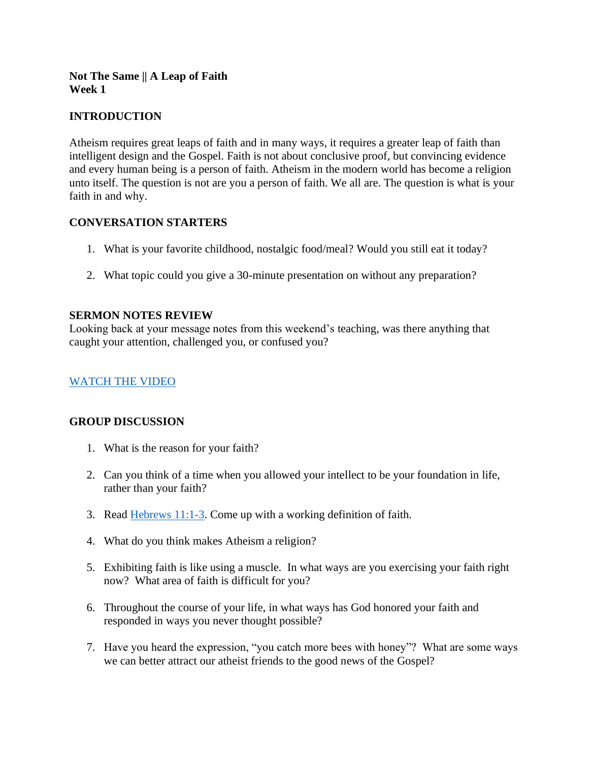**Not The Same || A Leap of Faith**
**Week 1**

## INTRODUCTION

Atheism requires great leaps of faith and in many ways, it requires a greater leap of faith than intelligent design and the Gospel. Faith is not about conclusive proof, but convincing evidence and every human being is a person of faith. Atheism in the modern world has become a religion unto itself. The question is not are you a person of faith. We all are. The question is what is your faith in and why.

## CONVERSATION STARTERS

1. What is your favorite childhood, nostalgic food/meal? Would you still eat it today?

2. What topic could you give a 30-minute presentation on without any preparation?

## SERMON NOTES REVIEW

Looking back at your message notes from this weekend's teaching, was there anything that caught your attention, challenged you, or confused you?

WATCH THE VIDEO

## GROUP DISCUSSION

1. What is the reason for your faith?

2. Can you think of a time when you allowed your intellect to be your foundation in life, rather than your faith?

3. Read Hebrews 11:1-3. Come up with a working definition of faith.

4. What do you think makes Atheism a religion?

5. Exhibiting faith is like using a muscle. In what ways are you exercising your faith right now? What area of faith is difficult for you?

6. Throughout the course of your life, in what ways has God honored your faith and responded in ways you never thought possible?

7. Have you heard the expression, "you catch more bees with honey"? What are some ways we can better attract our atheist friends to the good news of the Gospel?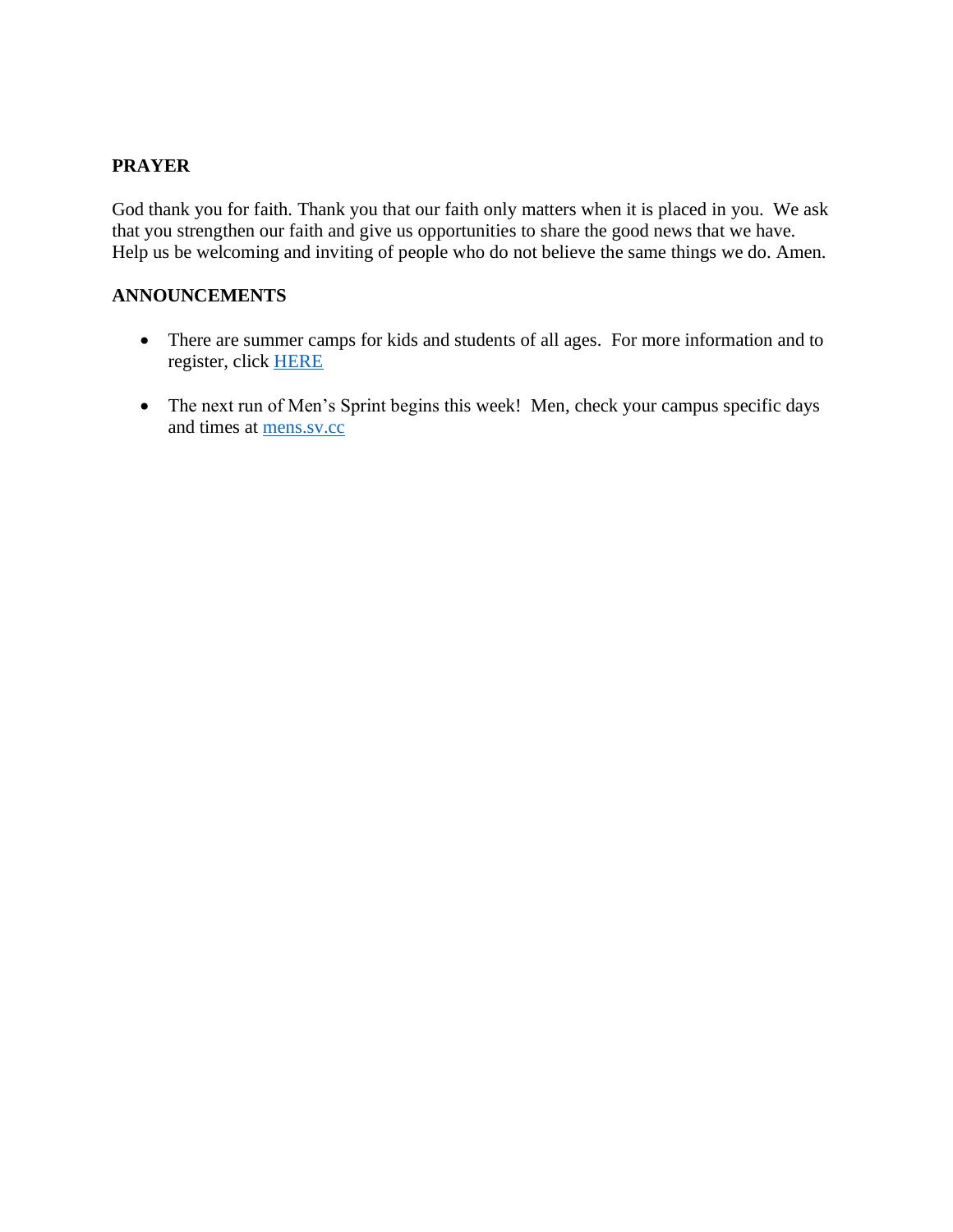**PRAYER**

God thank you for faith. Thank you that our faith only matters when it is placed in you. We ask that you strengthen our faith and give us opportunities to share the good news that we have. Help us be welcoming and inviting of people who do not believe the same things we do. Amen.

**ANNOUNCEMENTS**

- There are summer camps for kids and students of all ages. For more information and to register, click HERE

- The next run of Men's Sprint begins this week! Men, check your campus specific days and times at mens.sv.cc